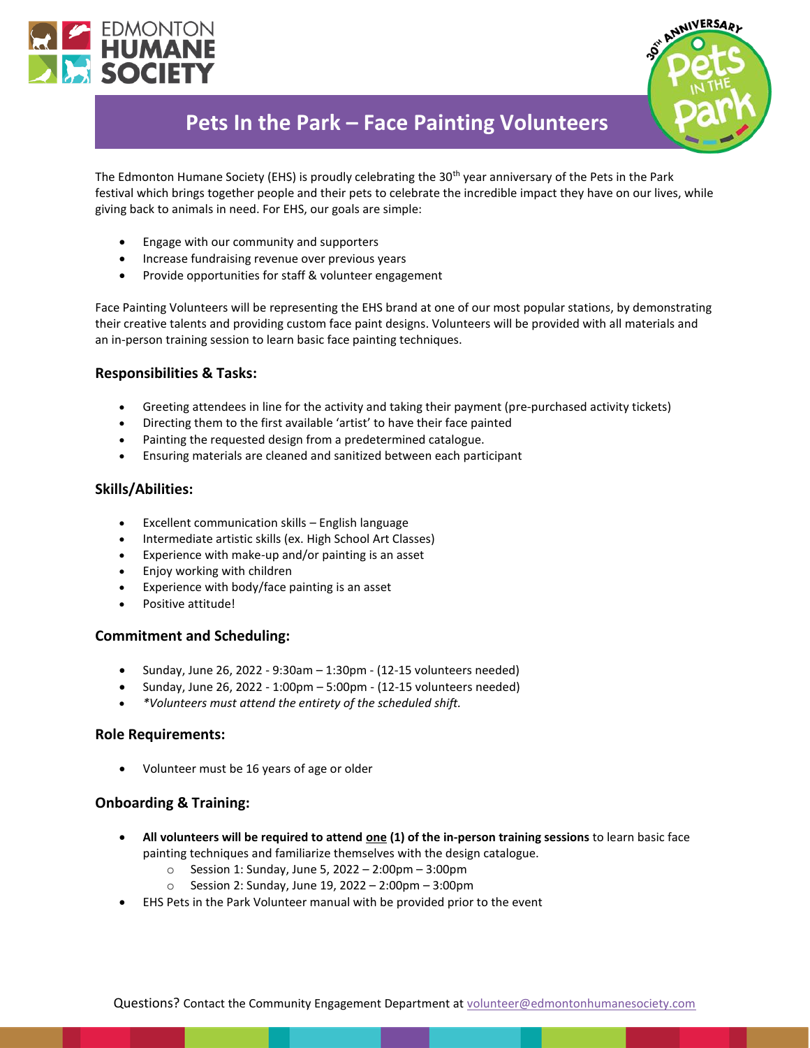# Pets In the Park – Face Painting Volunteers

The Edmonton Humane Society (EHS) is proudly celebrating the 30th year anniversary of the Pets in the Park festival which brings together people and their pets to celebrate the incredible impact they have on our lives, while giving back to animals in need. For EHS, our goals are simple:

- Engage with our community and supporters
- Increase fundraising revenue over previous years
- Provide opportunities for staff & volunteer engagement

Face Painting Volunteers will be representing the EHS brand at one of our most popular stations, by demonstrating their creative talents and providing custom face paint designs. Volunteers will be provided with all materials and an in-person training session to learn basic face painting techniques.

### Responsibilities & Tasks:

- Greeting attendees in line for the activity and taking their payment (pre-purchased activity tickets)
- Directing them to the first available 'artist' to have their face painted
- Painting the requested design from a predetermined catalogue.
- Ensuring materials are cleaned and sanitized between each participant

### Skills/Abilities:

- Excellent communication skills – English language
- Intermediate artistic skills (ex. High School Art Classes)
- Experience with make-up and/or painting is an asset
- Enjoy working with children
- Experience with body/face painting is an asset
- Positive attitude!

### Commitment and Scheduling:

- Sunday, June 26, 2022 - 9:30am – 1:30pm - (12-15 volunteers needed)
- Sunday, June 26, 2022 - 1:00pm – 5:00pm - (12-15 volunteers needed)
- *\*Volunteers must attend the entirety of the scheduled shift.*

### Role Requirements:

- Volunteer must be 16 years of age or older

### Onboarding & Training:

- **All volunteers will be required to attend one (1) of the in-person training sessions** to learn basic face painting techniques and familiarize themselves with the design catalogue.
  - Session 1: Sunday, June 5, 2022 – 2:00pm – 3:00pm
  - Session 2: Sunday, June 19, 2022 – 2:00pm – 3:00pm
- EHS Pets in the Park Volunteer manual with be provided prior to the event

Questions? Contact the Community Engagement Department at volunteer@edmontonhumanesociety.com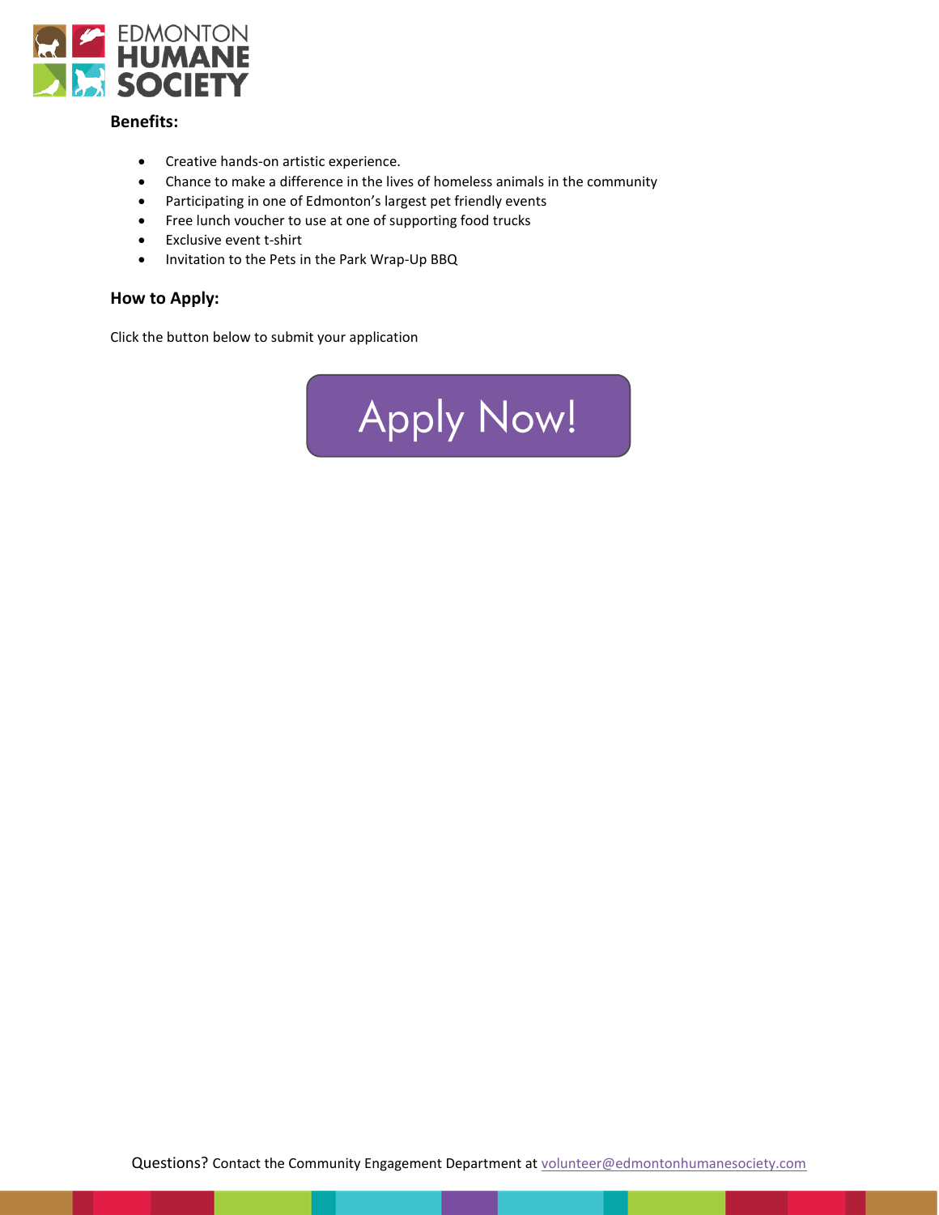### Benefits:

- Creative hands-on artistic experience.
- Chance to make a difference in the lives of homeless animals in the community
- Participating in one of Edmonton's largest pet friendly events
- Free lunch voucher to use at one of supporting food trucks
- Exclusive event t-shirt
- Invitation to the Pets in the Park Wrap-Up BBQ

### How to Apply:

Click the button below to submit your application

Apply Now!

Questions? Contact the Community Engagement Department at volunteer@edmontonhumanesociety.com